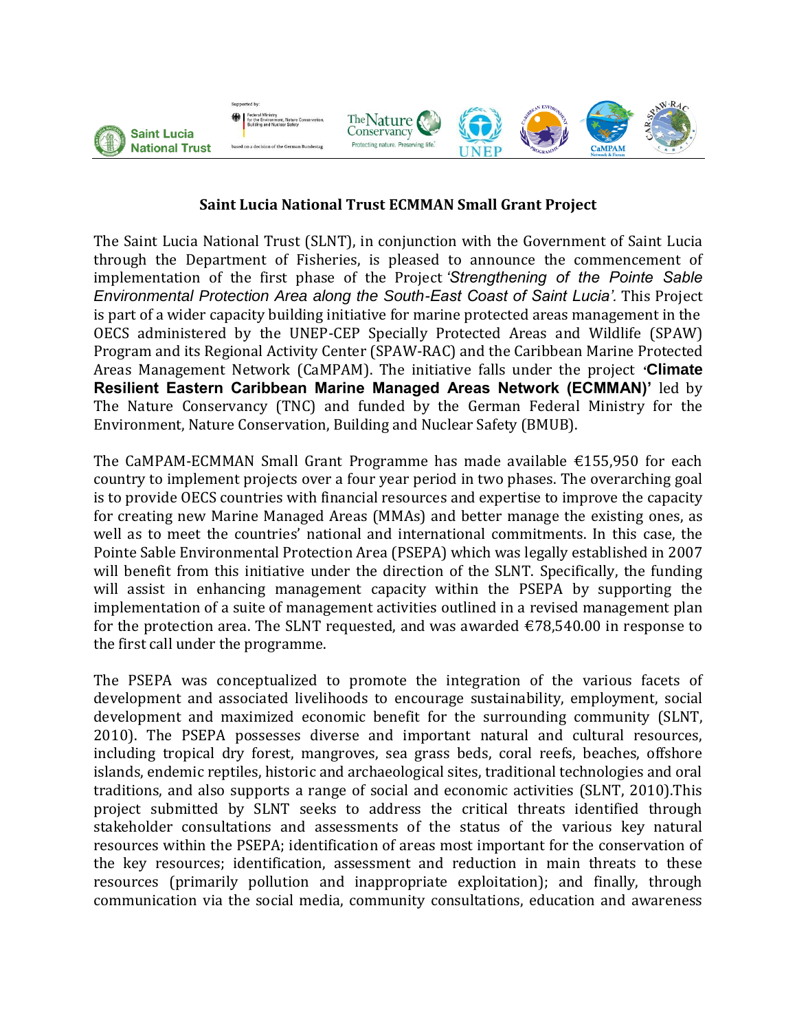## Saint Lucia National Trust ECMMAN Small Grant Project

The Saint Lucia National Trust (SLNT), in conjunction with the Government of Saint Lucia through the Department of Fisheries, is pleased to announce the commencement of implementation of the first phase of the Project *'Strengthening of the Pointe Sable Environmental Protection Area along the South-East Coast of Saint Lucia'*. This Project is part of a wider capacity building initiative for marine protected areas management in the OECS administered by the UNEP-CEP Specially Protected Areas and Wildlife (SPAW) Program and its Regional Activity Center (SPAW-RAC) and the Caribbean Marine Protected Areas Management Network (CaMPAM). The initiative falls under the project **'Climate Resilient Eastern Caribbean Marine Managed Areas Network (ECMMAN)'** led by The Nature Conservancy (TNC) and funded by the German Federal Ministry for the Environment, Nature Conservation, Building and Nuclear Safety (BMUB).

The CaMPAM-ECMMAN Small Grant Programme has made available €155,950 for each country to implement projects over a four year period in two phases. The overarching goal is to provide OECS countries with financial resources and expertise to improve the capacity for creating new Marine Managed Areas (MMAs) and better manage the existing ones, as well as to meet the countries' national and international commitments. In this case, the Pointe Sable Environmental Protection Area (PSEPA) which was legally established in 2007 will benefit from this initiative under the direction of the SLNT. Specifically, the funding will assist in enhancing management capacity within the PSEPA by supporting the implementation of a suite of management activities outlined in a revised management plan for the protection area. The SLNT requested, and was awarded €78,540.00 in response to the first call under the programme.

The PSEPA was conceptualized to promote the integration of the various facets of development and associated livelihoods to encourage sustainability, employment, social development and maximized economic benefit for the surrounding community (SLNT, 2010). The PSEPA possesses diverse and important natural and cultural resources, including tropical dry forest, mangroves, sea grass beds, coral reefs, beaches, offshore islands, endemic reptiles, historic and archaeological sites, traditional technologies and oral traditions, and also supports a range of social and economic activities (SLNT, 2010).This project submitted by SLNT seeks to address the critical threats identified through stakeholder consultations and assessments of the status of the various key natural resources within the PSEPA; identification of areas most important for the conservation of the key resources; identification, assessment and reduction in main threats to these resources (primarily pollution and inappropriate exploitation); and finally, through communication via the social media, community consultations, education and awareness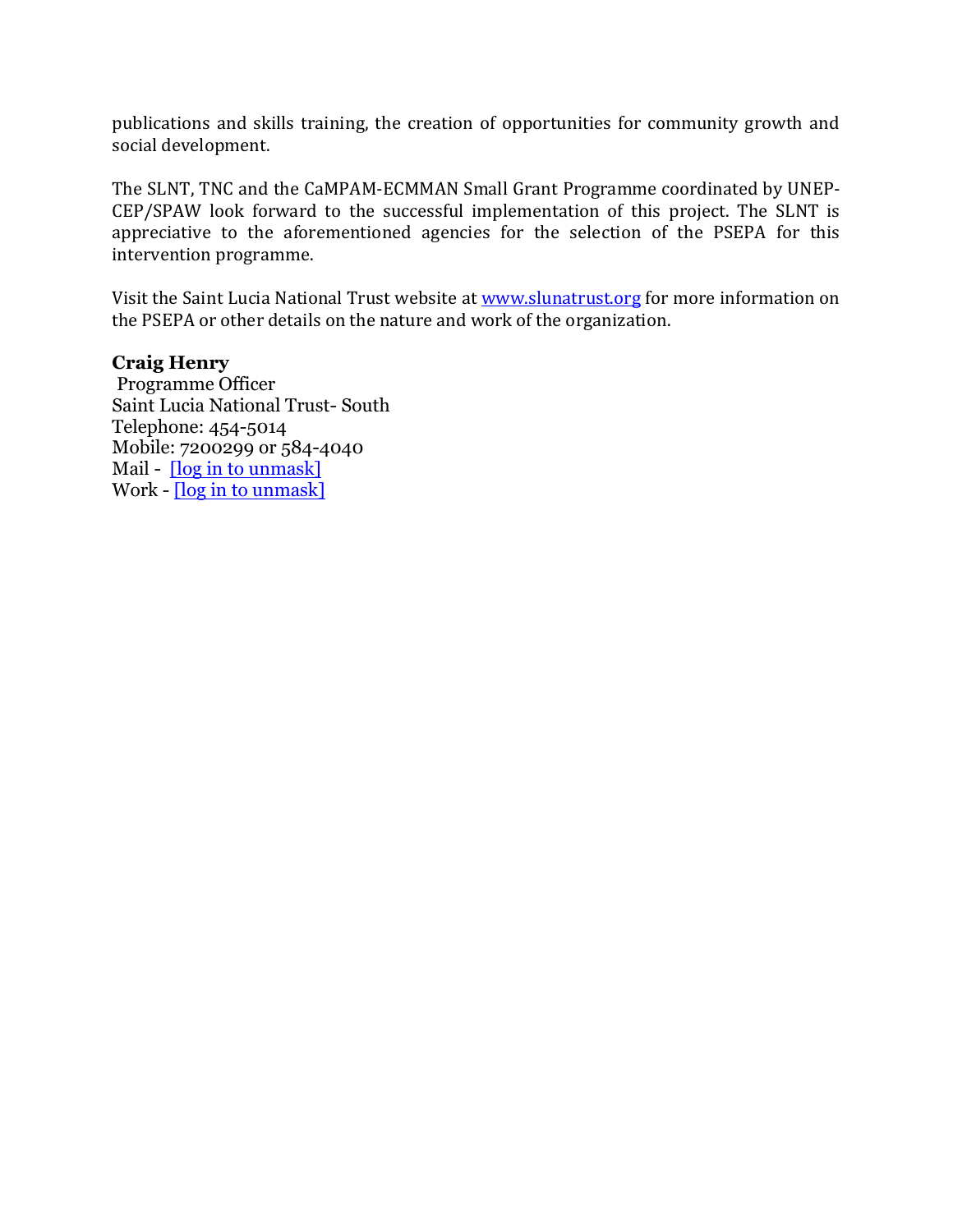publications and skills training, the creation of opportunities for community growth and social development.

The SLNT, TNC and the CaMPAM-ECMMAN Small Grant Programme coordinated by UNEP-CEP/SPAW look forward to the successful implementation of this project. The SLNT is appreciative to the aforementioned agencies for the selection of the PSEPA for this intervention programme.

Visit the Saint Lucia National Trust website at www.slunatrust.org for more information on the PSEPA or other details on the nature and work of the organization.

**Craig Henry**
Programme Officer
Saint Lucia National Trust- South
Telephone: 454-5014
Mobile: 7200299 or 584-4040
Mail - [log in to unmask]
Work - [log in to unmask]